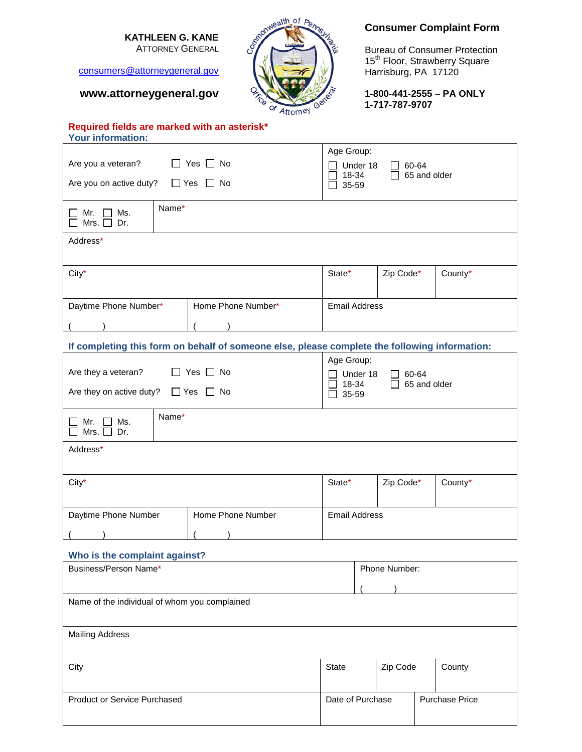**KATHLEEN G. KANE**
ATTORNEY GENERAL

consumers@attorneygeneral.gov

**www.attorneygeneral.gov**

# Consumer Complaint Form

Bureau of Consumer Protection
15th Floor, Strawberry Square
Harrisburg, PA 17120

**1-800-441-2555 – PA ONLY**
**1-717-787-9707**

**Required fields are marked with an asterisk***

**Your information:**

| | |
|---|---|
| Are you a veteran? ☐ Yes ☐ No<br>Are you on active duty? ☐ Yes ☐ No | Age Group:<br>☐ Under 18 ☐ 60-64<br>☐ 18-34 ☐ 65 and older<br>☐ 35-59 |
| ☐ Mr. ☐ Ms.<br>☐ Mrs. ☐ Dr. | Name* |
| Address* | |
| City* | State* \| Zip Code* \| County* |
| Daytime Phone Number* ( ) \| Home Phone Number* ( ) | Email Address |

**If completing this form on behalf of someone else, please complete the following information:**

| | |
|---|---|
| Are they a veteran? ☐ Yes ☐ No<br>Are they on active duty? ☐ Yes ☐ No | Age Group:<br>☐ Under 18 ☐ 60-64<br>☐ 18-34 ☐ 65 and older<br>☐ 35-59 |
| ☐ Mr. ☐ Ms.<br>☐ Mrs. ☐ Dr. | Name* |
| Address* | |
| City* | State* \| Zip Code* \| County* |
| Daytime Phone Number ( ) \| Home Phone Number ( ) | Email Address |

**Who is the complaint against?**

| | |
|---|---|
| Business/Person Name* | Phone Number: ( ) |
| Name of the individual of whom you complained | |
| Mailing Address | |
| City | State \| Zip Code \| County |
| Product or Service Purchased | Date of Purchase \| Purchase Price |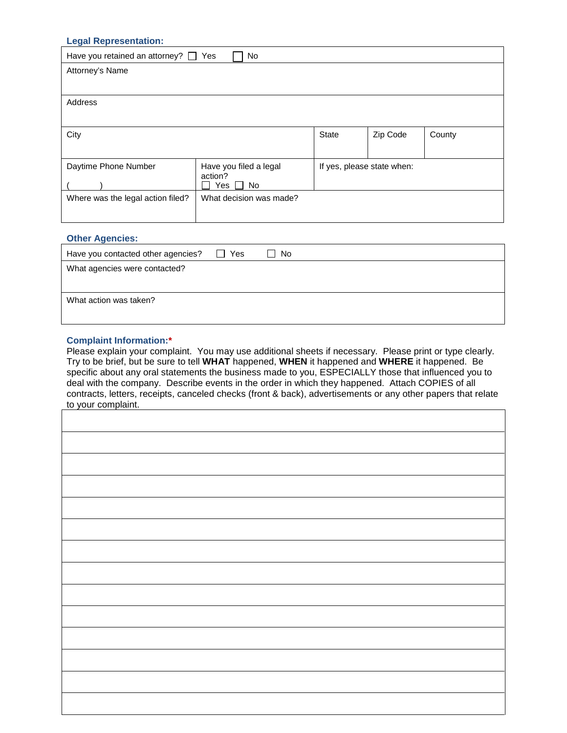### Legal Representation:

| Have you retained an attorney? ☐ Yes ☐ No | | | | |
|---|---|---|---|---|
| Attorney's Name | | | | |
| Address | | | | |
| City | | State | Zip Code | County |
| Daytime Phone Number<br>(        ) | Have you filed a legal action?<br>☐ Yes ☐ No | If yes, please state when: | | |
| Where was the legal action filed? | What decision was made? | | | |

### Other Agencies:

| Have you contacted other agencies? ☐ Yes ☐ No |
|---|
| What agencies were contacted? |
| What action was taken? |

### Complaint Information:*

Please explain your complaint. You may use additional sheets if necessary. Please print or type clearly. Try to be brief, but be sure to tell **WHAT** happened, **WHEN** it happened and **WHERE** it happened. Be specific about any oral statements the business made to you, ESPECIALLY those that influenced you to deal with the company. Describe events in the order in which they happened. Attach COPIES of all contracts, letters, receipts, canceled checks (front & back), advertisements or any other papers that relate to your complaint.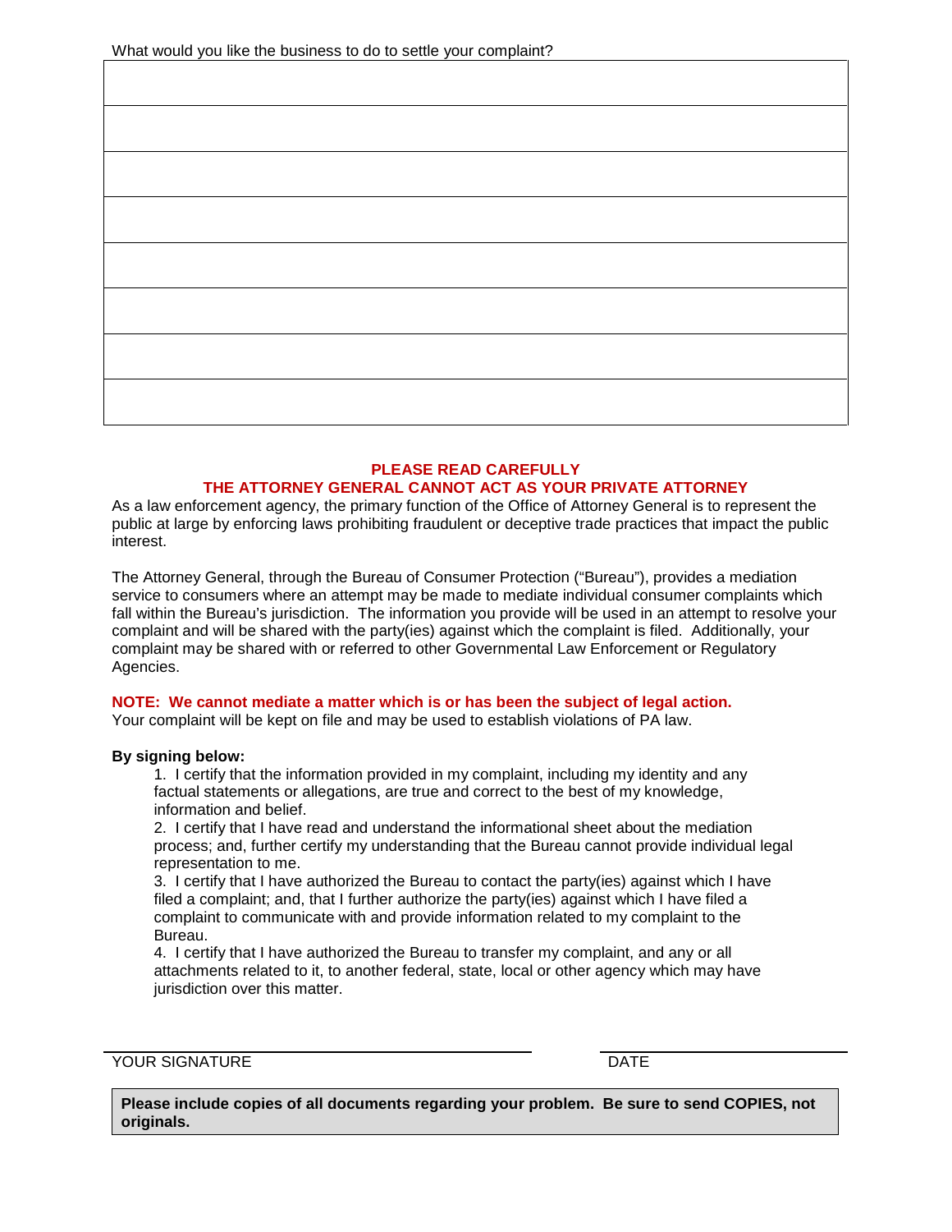What would you like the business to do to settle your complaint?

| |
|---|
| |
| |
| |
| |
| |
| |
| |

**PLEASE READ CAREFULLY**
**THE ATTORNEY GENERAL CANNOT ACT AS YOUR PRIVATE ATTORNEY**

As a law enforcement agency, the primary function of the Office of Attorney General is to represent the public at large by enforcing laws prohibiting fraudulent or deceptive trade practices that impact the public interest.

The Attorney General, through the Bureau of Consumer Protection ("Bureau"), provides a mediation service to consumers where an attempt may be made to mediate individual consumer complaints which fall within the Bureau's jurisdiction. The information you provide will be used in an attempt to resolve your complaint and will be shared with the party(ies) against which the complaint is filed. Additionally, your complaint may be shared with or referred to other Governmental Law Enforcement or Regulatory Agencies.

**NOTE: We cannot mediate a matter which is or has been the subject of legal action.**
Your complaint will be kept on file and may be used to establish violations of PA law.

**By signing below:**

1. I certify that the information provided in my complaint, including my identity and any factual statements or allegations, are true and correct to the best of my knowledge, information and belief.
2. I certify that I have read and understand the informational sheet about the mediation process; and, further certify my understanding that the Bureau cannot provide individual legal representation to me.
3. I certify that I have authorized the Bureau to contact the party(ies) against which I have filed a complaint; and, that I further authorize the party(ies) against which I have filed a complaint to communicate with and provide information related to my complaint to the Bureau.
4. I certify that I have authorized the Bureau to transfer my complaint, and any or all attachments related to it, to another federal, state, local or other agency which may have jurisdiction over this matter.

YOUR SIGNATURE ______________________________ DATE ______________

**Please include copies of all documents regarding your problem. Be sure to send COPIES, not originals.**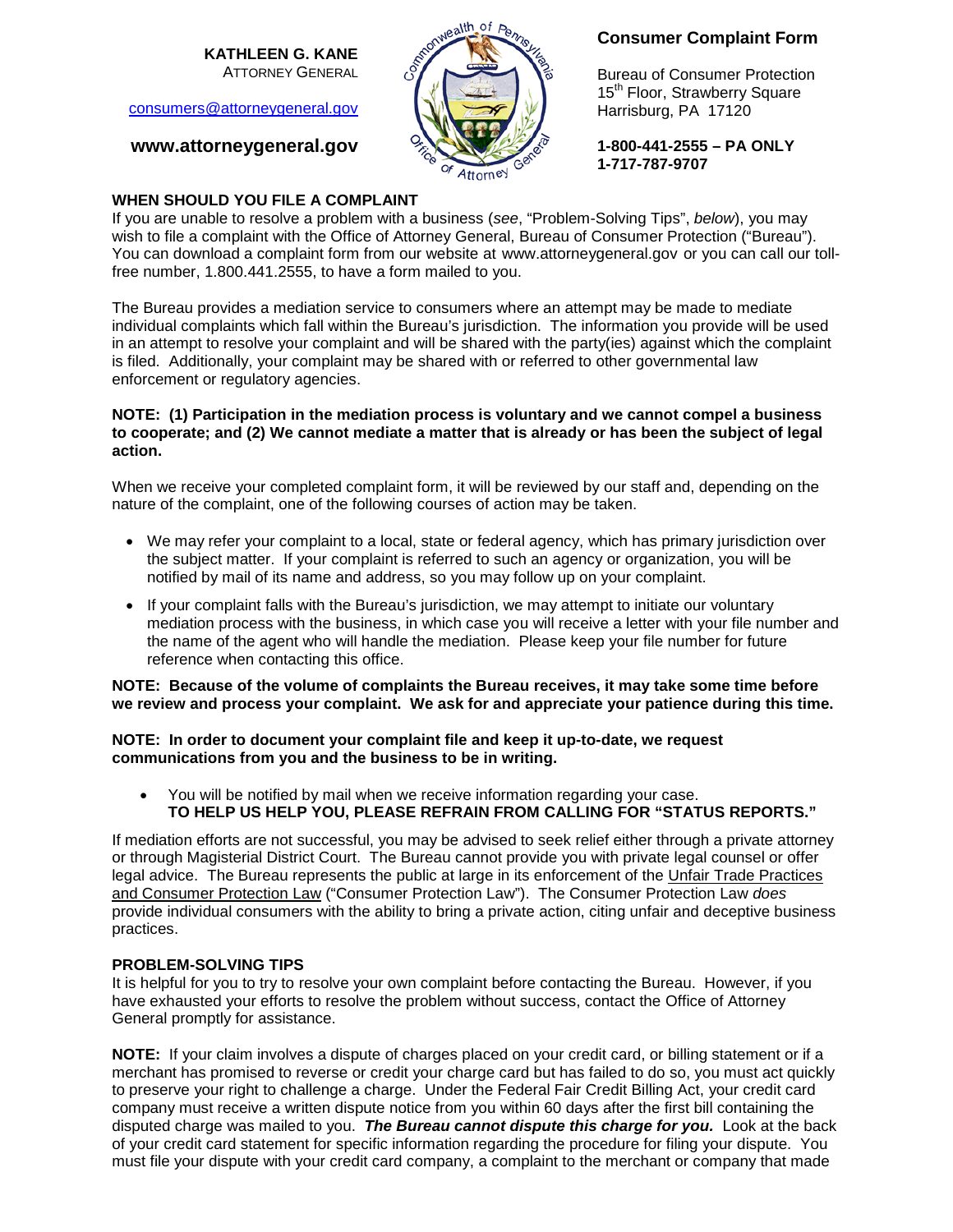**KATHLEEN G. KANE**
ATTORNEY GENERAL

consumers@attorneygeneral.gov

**www.attorneygeneral.gov**

## Consumer Complaint Form

Bureau of Consumer Protection
15th Floor, Strawberry Square
Harrisburg, PA 17120

**1-800-441-2555 – PA ONLY**
**1-717-787-9707**

**WHEN SHOULD YOU FILE A COMPLAINT**
If you are unable to resolve a problem with a business (*see*, "Problem-Solving Tips", *below*), you may wish to file a complaint with the Office of Attorney General, Bureau of Consumer Protection ("Bureau"). You can download a complaint form from our website at www.attorneygeneral.gov or you can call our toll-free number, 1.800.441.2555, to have a form mailed to you.

The Bureau provides a mediation service to consumers where an attempt may be made to mediate individual complaints which fall within the Bureau's jurisdiction. The information you provide will be used in an attempt to resolve your complaint and will be shared with the party(ies) against which the complaint is filed. Additionally, your complaint may be shared with or referred to other governmental law enforcement or regulatory agencies.

**NOTE: (1) Participation in the mediation process is voluntary and we cannot compel a business to cooperate; and (2) We cannot mediate a matter that is already or has been the subject of legal action.**

When we receive your completed complaint form, it will be reviewed by our staff and, depending on the nature of the complaint, one of the following courses of action may be taken.

- We may refer your complaint to a local, state or federal agency, which has primary jurisdiction over the subject matter. If your complaint is referred to such an agency or organization, you will be notified by mail of its name and address, so you may follow up on your complaint.
- If your complaint falls with the Bureau's jurisdiction, we may attempt to initiate our voluntary mediation process with the business, in which case you will receive a letter with your file number and the name of the agent who will handle the mediation. Please keep your file number for future reference when contacting this office.

**NOTE: Because of the volume of complaints the Bureau receives, it may take some time before we review and process your complaint. We ask for and appreciate your patience during this time.**

**NOTE: In order to document your complaint file and keep it up-to-date, we request communications from you and the business to be in writing.**

- You will be notified by mail when we receive information regarding your case. **TO HELP US HELP YOU, PLEASE REFRAIN FROM CALLING FOR "STATUS REPORTS."**

If mediation efforts are not successful, you may be advised to seek relief either through a private attorney or through Magisterial District Court. The Bureau cannot provide you with private legal counsel or offer legal advice. The Bureau represents the public at large in its enforcement of the Unfair Trade Practices and Consumer Protection Law ("Consumer Protection Law"). The Consumer Protection Law *does* provide individual consumers with the ability to bring a private action, citing unfair and deceptive business practices.

**PROBLEM-SOLVING TIPS**
It is helpful for you to try to resolve your own complaint before contacting the Bureau. However, if you have exhausted your efforts to resolve the problem without success, contact the Office of Attorney General promptly for assistance.

**NOTE:** If your claim involves a dispute of charges placed on your credit card, or billing statement or if a merchant has promised to reverse or credit your charge card but has failed to do so, you must act quickly to preserve your right to challenge a charge. Under the Federal Fair Credit Billing Act, your credit card company must receive a written dispute notice from you within 60 days after the first bill containing the disputed charge was mailed to you. ***The Bureau cannot dispute this charge for you.*** Look at the back of your credit card statement for specific information regarding the procedure for filing your dispute. You must file your dispute with your credit card company, a complaint to the merchant or company that made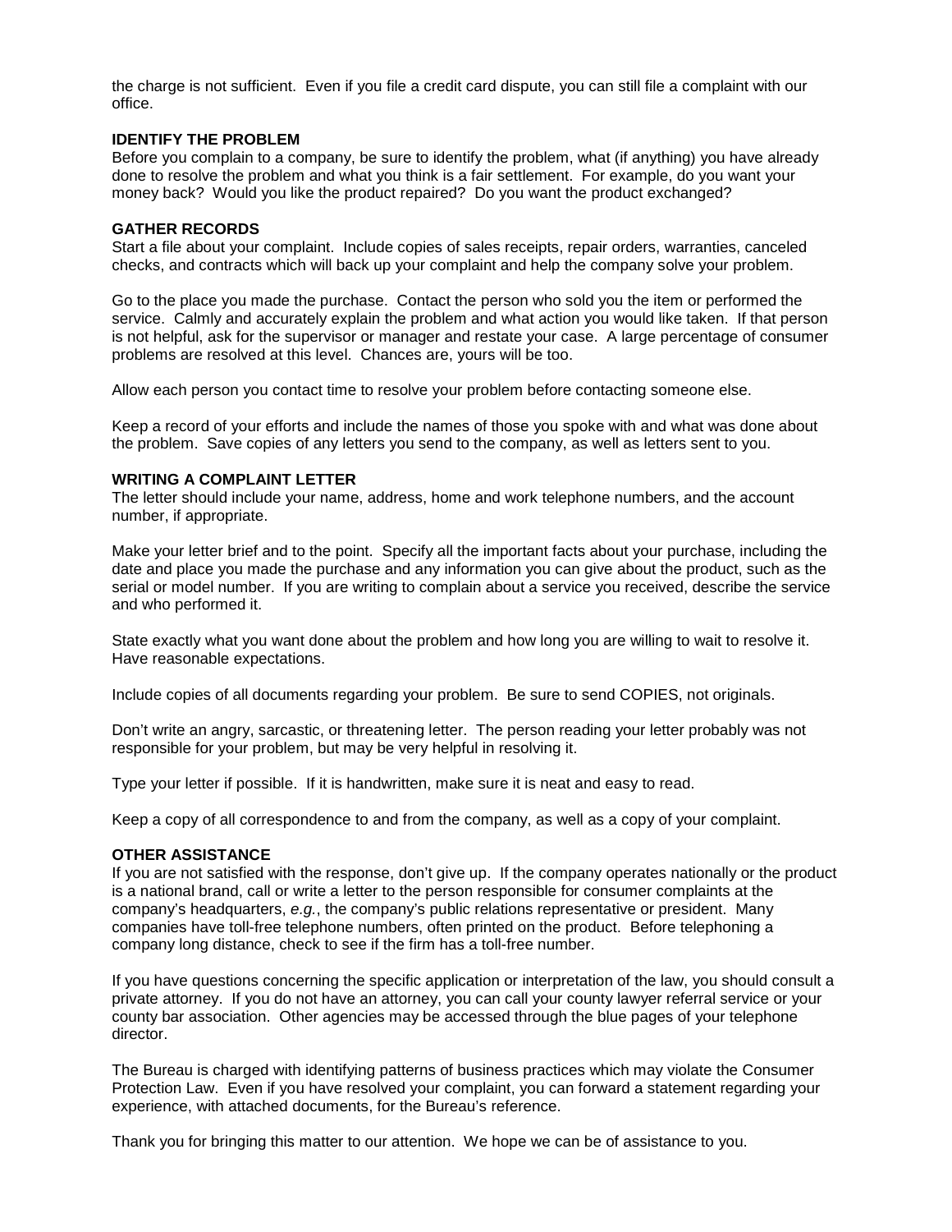the charge is not sufficient. Even if you file a credit card dispute, you can still file a complaint with our office.

### IDENTIFY THE PROBLEM

Before you complain to a company, be sure to identify the problem, what (if anything) you have already done to resolve the problem and what you think is a fair settlement. For example, do you want your money back? Would you like the product repaired? Do you want the product exchanged?

### GATHER RECORDS

Start a file about your complaint. Include copies of sales receipts, repair orders, warranties, canceled checks, and contracts which will back up your complaint and help the company solve your problem.

Go to the place you made the purchase. Contact the person who sold you the item or performed the service. Calmly and accurately explain the problem and what action you would like taken. If that person is not helpful, ask for the supervisor or manager and restate your case. A large percentage of consumer problems are resolved at this level. Chances are, yours will be too.

Allow each person you contact time to resolve your problem before contacting someone else.

Keep a record of your efforts and include the names of those you spoke with and what was done about the problem. Save copies of any letters you send to the company, as well as letters sent to you.

### WRITING A COMPLAINT LETTER

The letter should include your name, address, home and work telephone numbers, and the account number, if appropriate.

Make your letter brief and to the point. Specify all the important facts about your purchase, including the date and place you made the purchase and any information you can give about the product, such as the serial or model number. If you are writing to complain about a service you received, describe the service and who performed it.

State exactly what you want done about the problem and how long you are willing to wait to resolve it. Have reasonable expectations.

Include copies of all documents regarding your problem. Be sure to send COPIES, not originals.

Don't write an angry, sarcastic, or threatening letter. The person reading your letter probably was not responsible for your problem, but may be very helpful in resolving it.

Type your letter if possible. If it is handwritten, make sure it is neat and easy to read.

Keep a copy of all correspondence to and from the company, as well as a copy of your complaint.

### OTHER ASSISTANCE

If you are not satisfied with the response, don't give up. If the company operates nationally or the product is a national brand, call or write a letter to the person responsible for consumer complaints at the company's headquarters, *e.g.*, the company's public relations representative or president. Many companies have toll-free telephone numbers, often printed on the product. Before telephoning a company long distance, check to see if the firm has a toll-free number.

If you have questions concerning the specific application or interpretation of the law, you should consult a private attorney. If you do not have an attorney, you can call your county lawyer referral service or your county bar association. Other agencies may be accessed through the blue pages of your telephone director.

The Bureau is charged with identifying patterns of business practices which may violate the Consumer Protection Law. Even if you have resolved your complaint, you can forward a statement regarding your experience, with attached documents, for the Bureau's reference.

Thank you for bringing this matter to our attention. We hope we can be of assistance to you.